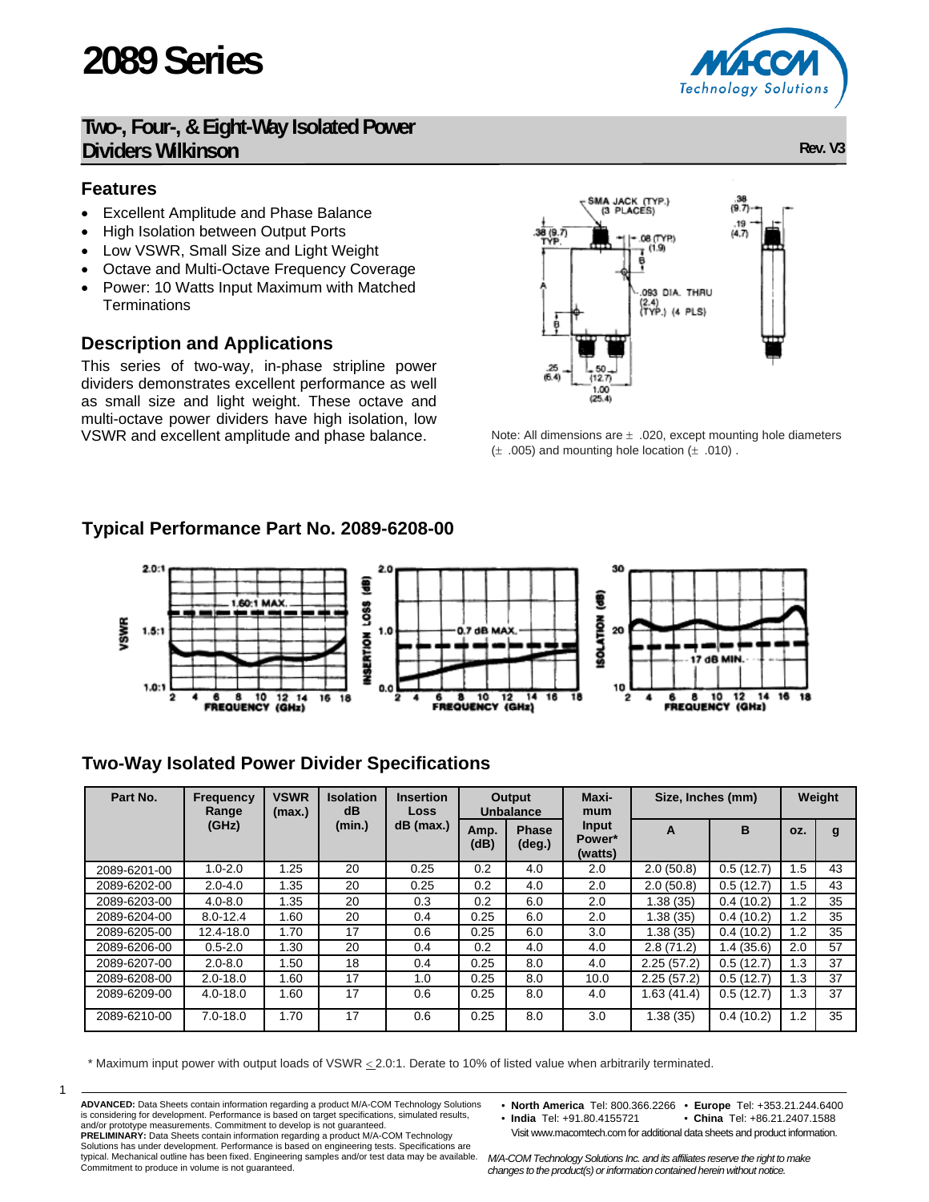# 2089 Series

## Two-, Four-, & Eight-Way Isolated Power Dividers Wilkinson

Rev. V3

### Features

- Excellent Amplitude and Phase Balance
- High Isolation between Output Ports
- Low VSWR, Small Size and Light Weight
- Octave and Multi-Octave Frequency Coverage
- Power: 10 Watts Input Maximum with Matched Terminations

### Description and Applications

This series of two-way, in-phase stripline power dividers demonstrates excellent performance as well as small size and light weight. These octave and multi-octave power dividers have high isolation, low VSWR and excellent amplitude and phase balance.

Note: All dimensions are ± .020, except mounting hole diameters (± .005) and mounting hole location (± .010) .

### Typical Performance Part No. 2089-6208-00

### Two-Way Isolated Power Divider Specifications

| Part No. | Frequency Range (GHz) | VSWR (max.) | Isolation dB (min.) | Insertion Loss dB (max.) | Output Unbalance | | Maximum Input Power* (watts) | Size, Inches (mm) | | Weight | |
|---|---|---|---|---|---|---|---|---|---|---|---|
| | | | | | Amp. (dB) | Phase (deg.) | | A | B | oz. | g |
| 2089-6201-00 | 1.0-2.0 | 1.25 | 20 | 0.25 | 0.2 | 4.0 | 2.0 | 2.0 (50.8) | 0.5 (12.7) | 1.5 | 43 |
| 2089-6202-00 | 2.0-4.0 | 1.35 | 20 | 0.25 | 0.2 | 4.0 | 2.0 | 2.0 (50.8) | 0.5 (12.7) | 1.5 | 43 |
| 2089-6203-00 | 4.0-8.0 | 1.35 | 20 | 0.3 | 0.2 | 6.0 | 2.0 | 1.38 (35) | 0.4 (10.2) | 1.2 | 35 |
| 2089-6204-00 | 8.0-12.4 | 1.60 | 20 | 0.4 | 0.25 | 6.0 | 2.0 | 1.38 (35) | 0.4 (10.2) | 1.2 | 35 |
| 2089-6205-00 | 12.4-18.0 | 1.70 | 17 | 0.6 | 0.25 | 6.0 | 3.0 | 1.38 (35) | 0.4 (10.2) | 1.2 | 35 |
| 2089-6206-00 | 0.5-2.0 | 1.30 | 20 | 0.4 | 0.2 | 4.0 | 4.0 | 2.8 (71.2) | 1.4 (35.6) | 2.0 | 57 |
| 2089-6207-00 | 2.0-8.0 | 1.50 | 18 | 0.4 | 0.25 | 8.0 | 4.0 | 2.25 (57.2) | 0.5 (12.7) | 1.3 | 37 |
| 2089-6208-00 | 2.0-18.0 | 1.60 | 17 | 1.0 | 0.25 | 8.0 | 10.0 | 2.25 (57.2) | 0.5 (12.7) | 1.3 | 37 |
| 2089-6209-00 | 4.0-18.0 | 1.60 | 17 | 0.6 | 0.25 | 8.0 | 4.0 | 1.63 (41.4) | 0.5 (12.7) | 1.3 | 37 |
| 2089-6210-00 | 7.0-18.0 | 1.70 | 17 | 0.6 | 0.25 | 8.0 | 3.0 | 1.38 (35) | 0.4 (10.2) | 1.2 | 35 |

\* Maximum input power with output loads of VSWR ≤ 2.0:1. Derate to 10% of listed value when arbitrarily terminated.

**ADVANCED:** Data Sheets contain information regarding a product M/A-COM Technology Solutions is considering for development. Performance is based on target specifications, simulated results, and/or prototype measurements. Commitment to develop is not guaranteed.
**PRELIMINARY:** Data Sheets contain information regarding a product M/A-COM Technology Solutions has under development. Performance is based on engineering tests. Specifications are typical. Mechanical outline has been fixed. Engineering samples and/or test data may be available. Commitment to produce in volume is not guaranteed.

- **North America** Tel: 800.366.2266 • **Europe** Tel: +353.21.244.6400
- **India** Tel: +91.80.4155721 • **China** Tel: +86.21.2407.1588

Visit www.macomtech.com for additional data sheets and product information.

*M/A-COM Technology Solutions Inc. and its affiliates reserve the right to make changes to the product(s) or information contained herein without notice.*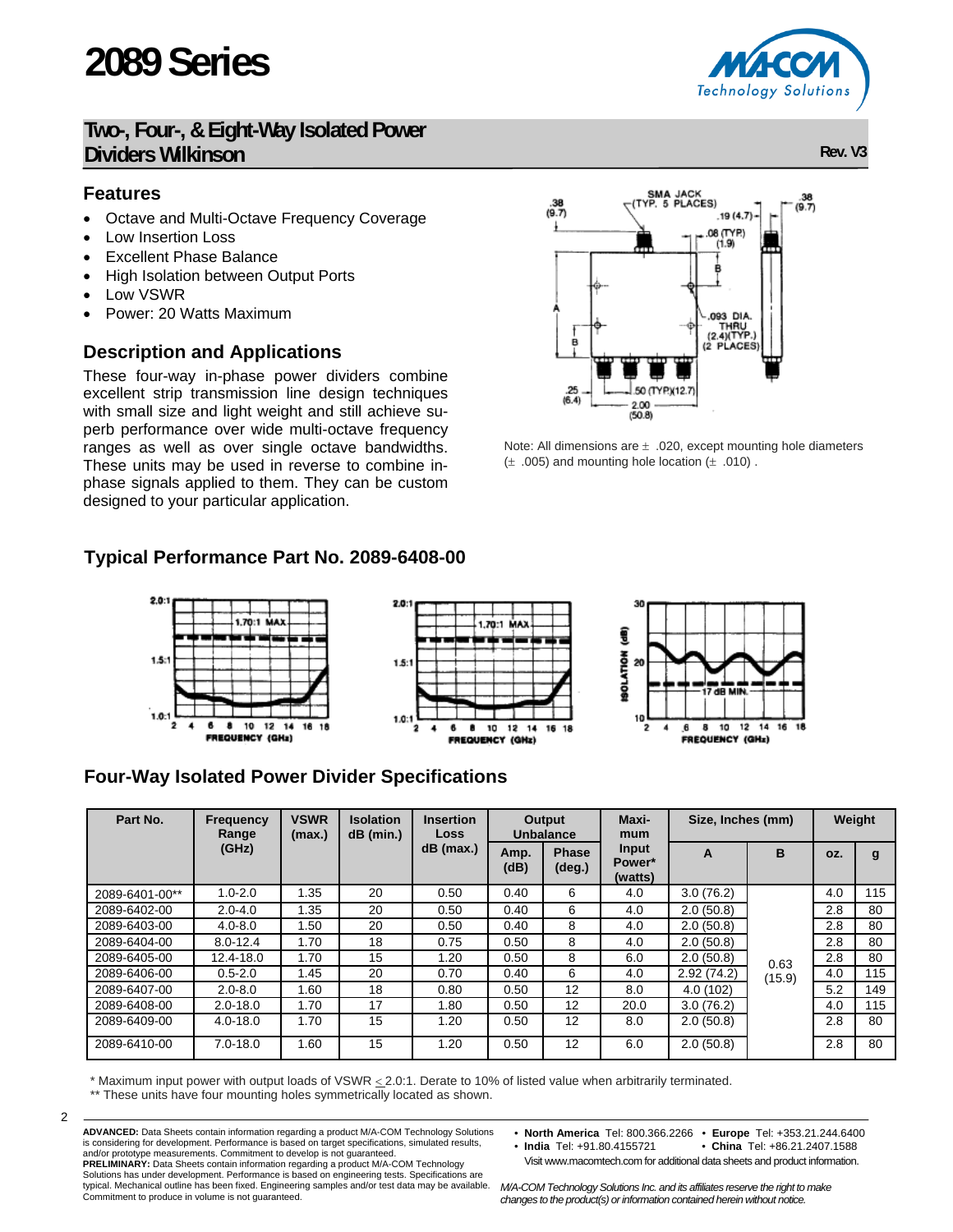# 2089 Series

## Two-, Four-, & Eight-Way Isolated Power Dividers Wilkinson

Rev. V3

### Features

- Octave and Multi-Octave Frequency Coverage
- Low Insertion Loss
- Excellent Phase Balance
- High Isolation between Output Ports
- Low VSWR
- Power: 20 Watts Maximum

### Description and Applications

These four-way in-phase power dividers combine excellent strip transmission line design techniques with small size and light weight and still achieve superb performance over wide multi-octave frequency ranges as well as over single octave bandwidths. These units may be used in reverse to combine in-phase signals applied to them. They can be custom designed to your particular application.

Note: All dimensions are ± .020, except mounting hole diameters (± .005) and mounting hole location (± .010) .

### Typical Performance Part No. 2089-6408-00

### Four-Way Isolated Power Divider Specifications

| Part No. | Frequency Range (GHz) | VSWR (max.) | Isolation dB (min.) | Insertion Loss dB (max.) | Output Unbalance | | Maximum Input Power* (watts) | Size, Inches (mm) | | Weight | |
|---|---|---|---|---|---|---|---|---|---|---|---|
| | | | | | Amp. (dB) | Phase (deg.) | | A | B | oz. | g |
| 2089-6401-00** | 1.0-2.0 | 1.35 | 20 | 0.50 | 0.40 | 6 | 4.0 | 3.0 (76.2) | 0.63 (15.9) | 4.0 | 115 |
| 2089-6402-00 | 2.0-4.0 | 1.35 | 20 | 0.50 | 0.40 | 6 | 4.0 | 2.0 (50.8) | 0.63 (15.9) | 2.8 | 80 |
| 2089-6403-00 | 4.0-8.0 | 1.50 | 20 | 0.50 | 0.40 | 8 | 4.0 | 2.0 (50.8) | 0.63 (15.9) | 2.8 | 80 |
| 2089-6404-00 | 8.0-12.4 | 1.70 | 18 | 0.75 | 0.50 | 8 | 4.0 | 2.0 (50.8) | 0.63 (15.9) | 2.8 | 80 |
| 2089-6405-00 | 12.4-18.0 | 1.70 | 15 | 1.20 | 0.50 | 8 | 6.0 | 2.0 (50.8) | 0.63 (15.9) | 2.8 | 80 |
| 2089-6406-00 | 0.5-2.0 | 1.45 | 20 | 0.70 | 0.40 | 6 | 4.0 | 2.92 (74.2) | 0.63 (15.9) | 4.0 | 115 |
| 2089-6407-00 | 2.0-8.0 | 1.60 | 18 | 0.80 | 0.50 | 12 | 8.0 | 4.0 (102) | 0.63 (15.9) | 5.2 | 149 |
| 2089-6408-00 | 2.0-18.0 | 1.70 | 17 | 1.80 | 0.50 | 12 | 20.0 | 3.0 (76.2) | 0.63 (15.9) | 4.0 | 115 |
| 2089-6409-00 | 4.0-18.0 | 1.70 | 15 | 1.20 | 0.50 | 12 | 8.0 | 2.0 (50.8) | 0.63 (15.9) | 2.8 | 80 |
| 2089-6410-00 | 7.0-18.0 | 1.60 | 15 | 1.20 | 0.50 | 12 | 6.0 | 2.0 (50.8) | 0.63 (15.9) | 2.8 | 80 |

\* Maximum input power with output loads of VSWR ≤ 2.0:1. Derate to 10% of listed value when arbitrarily terminated.

\*\* These units have four mounting holes symmetrically located as shown.

**ADVANCED:** Data Sheets contain information regarding a product M/A-COM Technology Solutions is considering for development. Performance is based on target specifications, simulated results, and/or prototype measurements. Commitment to develop is not guaranteed.
**PRELIMINARY:** Data Sheets contain information regarding a product M/A-COM Technology Solutions has under development. Performance is based on engineering tests. Specifications are typical. Mechanical outline has been fixed. Engineering samples and/or test data may be available. Commitment to produce in volume is not guaranteed.

- **North America** Tel: 800.366.2266 • **Europe** Tel: +353.21.244.6400
- **India** Tel: +91.80.4155721 • **China** Tel: +86.21.2407.1588

Visit www.macomtech.com for additional data sheets and product information.

*M/A-COM Technology Solutions Inc. and its affiliates reserve the right to make changes to the product(s) or information contained herein without notice.*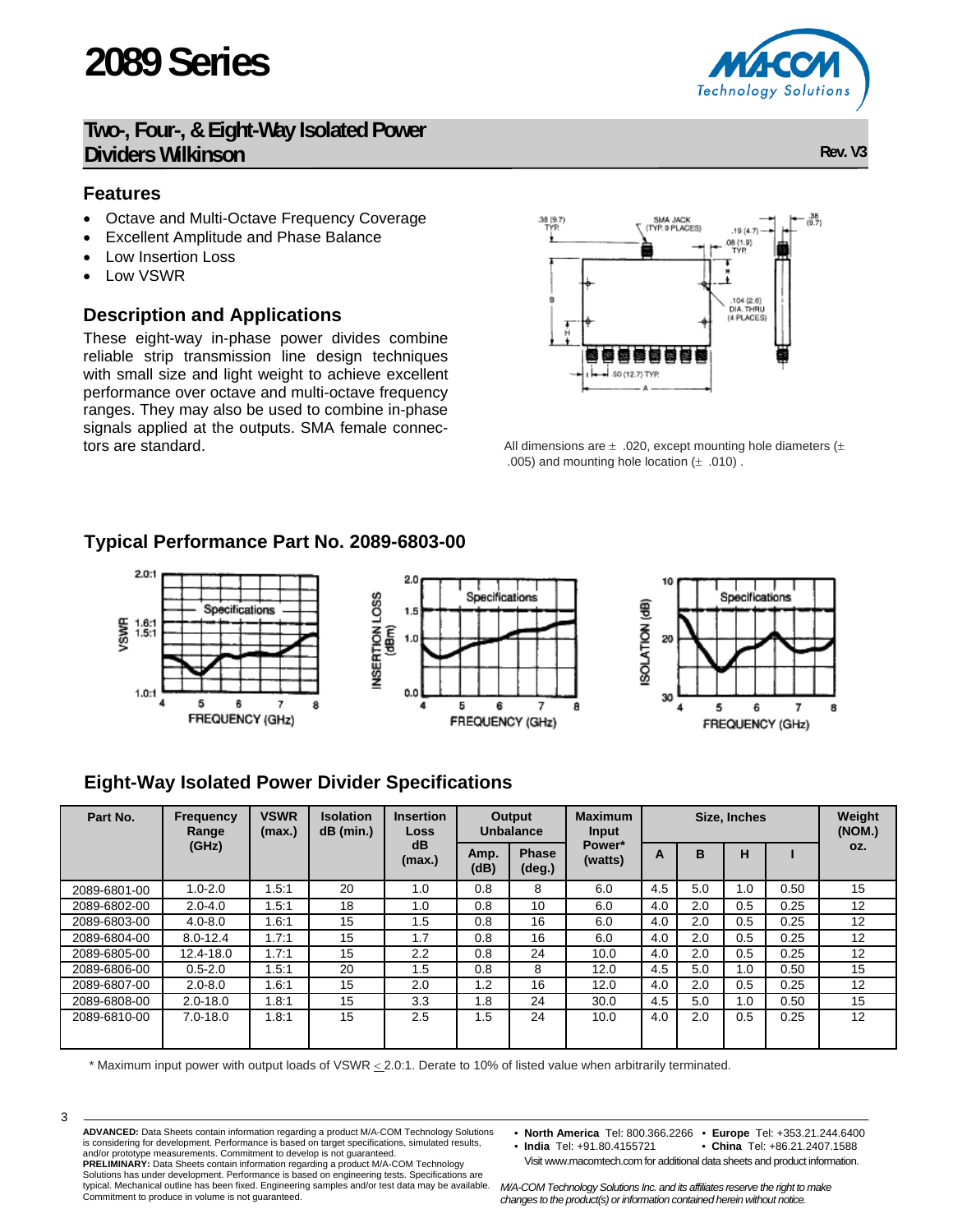# 2089 Series

## Two-, Four-, & Eight-Way Isolated Power Dividers Wilkinson

Rev. V3

### Features

- Octave and Multi-Octave Frequency Coverage
- Excellent Amplitude and Phase Balance
- Low Insertion Loss
- Low VSWR

### Description and Applications

These eight-way in-phase power divides combine reliable strip transmission line design techniques with small size and light weight to achieve excellent performance over octave and multi-octave frequency ranges. They may also be used to combine in-phase signals applied at the outputs. SMA female connectors are standard.

.38 (9.7) TYP.
SMA JACK (TYP. 9 PLACES)
.19 (4.7)
.38 (9.7)
.08 (1.9) TYP.
H
B
I
.104 (2.6) DIA THRU (4 PLACES)
.50 (12.7) TYP.
A

All dimensions are ± .020, except mounting hole diameters (± .005) and mounting hole location (± .010) .

### Typical Performance Part No. 2089-6803-00

VSWR
2.0:1
1.6:1
1.5:1
1.0:1
Specifications
4 5 6 7 8
FREQUENCY (GHz)

INSERTION LOSS (dBm)
2.0
1.5
1.0
0.0
Specifications
4 5 6 7 8
FREQUENCY (GHz)

ISOLATION (dB)
10
20
30
Specifications
4 5 6 7 8
FREQUENCY (GHz)

### Eight-Way Isolated Power Divider Specifications

| Part No. | Frequency Range (GHz) | VSWR (max.) | Isolation dB (min.) | Insertion Loss dB (max.) | Output Unbalance | | Maximum Input Power* (watts) | Size, Inches | | | | Weight (NOM.) oz. |
|---|---|---|---|---|---|---|---|---|---|---|---|---|
| | | | | | Amp. (dB) | Phase (deg.) | | A | B | H | I | |
| 2089-6801-00 | 1.0-2.0 | 1.5:1 | 20 | 1.0 | 0.8 | 8 | 6.0 | 4.5 | 5.0 | 1.0 | 0.50 | 15 |
| 2089-6802-00 | 2.0-4.0 | 1.5:1 | 18 | 1.0 | 0.8 | 10 | 6.0 | 4.0 | 2.0 | 0.5 | 0.25 | 12 |
| 2089-6803-00 | 4.0-8.0 | 1.6:1 | 15 | 1.5 | 0.8 | 16 | 6.0 | 4.0 | 2.0 | 0.5 | 0.25 | 12 |
| 2089-6804-00 | 8.0-12.4 | 1.7:1 | 15 | 1.7 | 0.8 | 16 | 6.0 | 4.0 | 2.0 | 0.5 | 0.25 | 12 |
| 2089-6805-00 | 12.4-18.0 | 1.7:1 | 15 | 2.2 | 0.8 | 24 | 10.0 | 4.0 | 2.0 | 0.5 | 0.25 | 12 |
| 2089-6806-00 | 0.5-2.0 | 1.5:1 | 20 | 1.5 | 0.8 | 8 | 12.0 | 4.5 | 5.0 | 1.0 | 0.50 | 15 |
| 2089-6807-00 | 2.0-8.0 | 1.6:1 | 15 | 2.0 | 1.2 | 16 | 12.0 | 4.0 | 2.0 | 0.5 | 0.25 | 12 |
| 2089-6808-00 | 2.0-18.0 | 1.8:1 | 15 | 3.3 | 1.8 | 24 | 30.0 | 4.5 | 5.0 | 1.0 | 0.50 | 15 |
| 2089-6810-00 | 7.0-18.0 | 1.8:1 | 15 | 2.5 | 1.5 | 24 | 10.0 | 4.0 | 2.0 | 0.5 | 0.25 | 12 |

\* Maximum input power with output loads of VSWR ≤ 2.0:1. Derate to 10% of listed value when arbitrarily terminated.

**ADVANCED:** Data Sheets contain information regarding a product M/A-COM Technology Solutions is considering for development. Performance is based on target specifications, simulated results, and/or prototype measurements. Commitment to develop is not guaranteed.
**PRELIMINARY:** Data Sheets contain information regarding a product M/A-COM Technology Solutions has under development. Performance is based on engineering tests. Specifications are typical. Mechanical outline has been fixed. Engineering samples and/or test data may be available. Commitment to produce in volume is not guaranteed.

- **North America** Tel: 800.366.2266 • **Europe** Tel: +353.21.244.6400
- **India** Tel: +91.80.4155721 • **China** Tel: +86.21.2407.1588

Visit www.macomtech.com for additional data sheets and product information.

*M/A-COM Technology Solutions Inc. and its affiliates reserve the right to make changes to the product(s) or information contained herein without notice.*